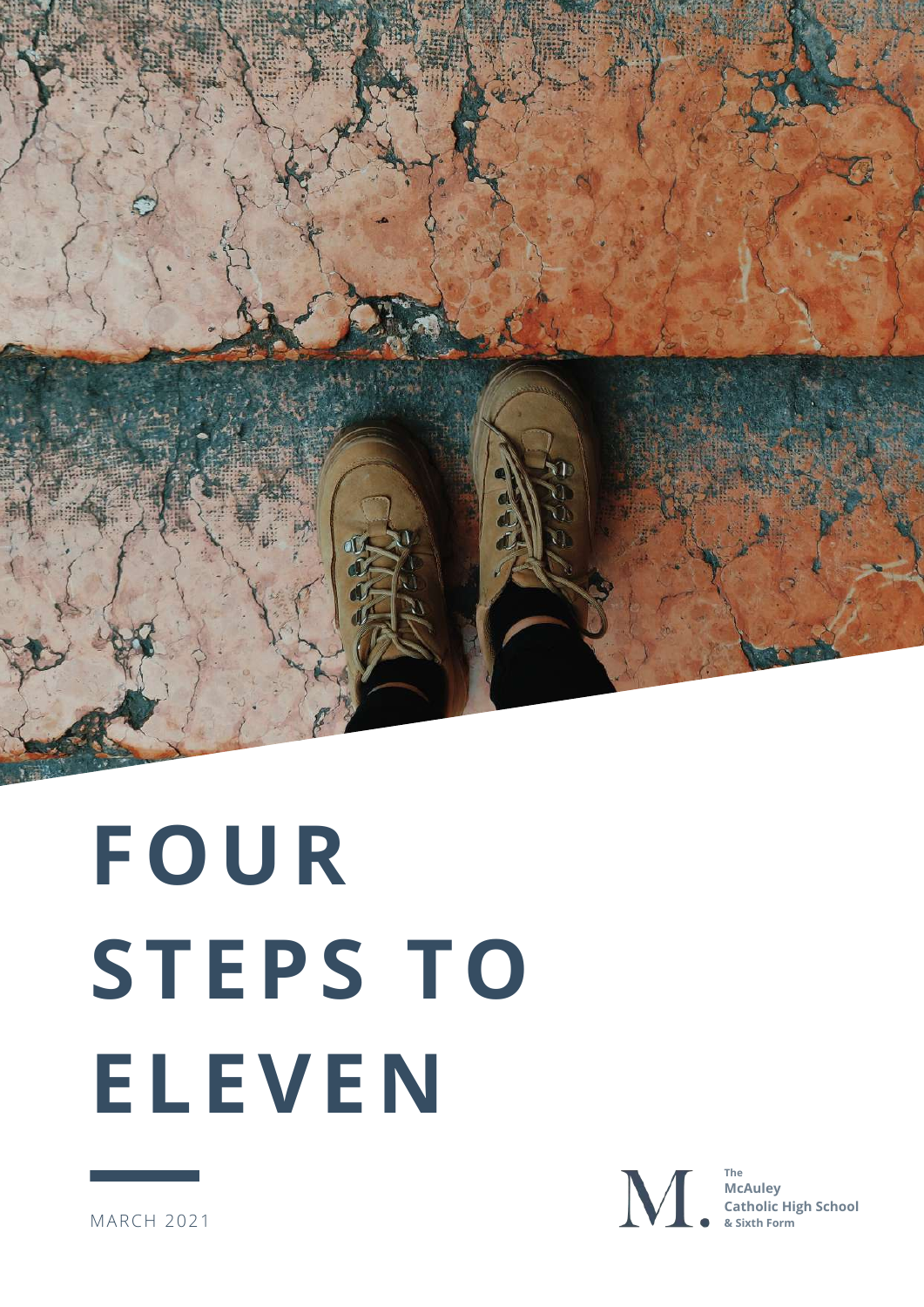# FOUR STEPS TO ELEVEN

MARCH 2021

The McAuley Catholic High School & Sixth Form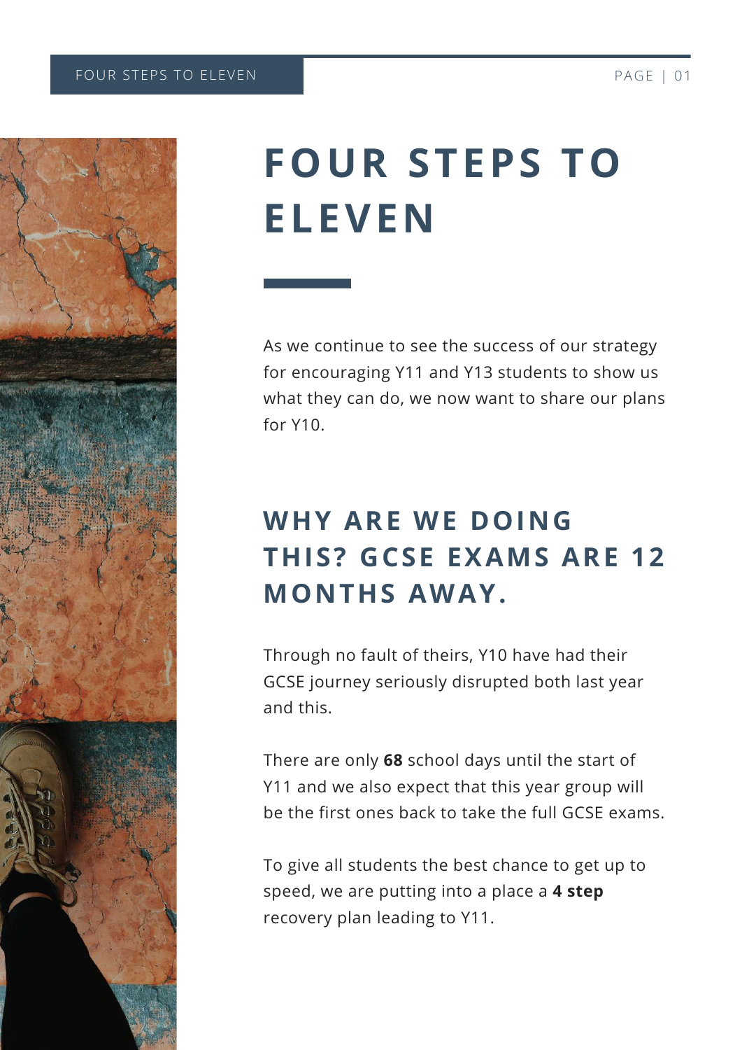# FOUR STEPS TO ELEVEN

As we continue to see the success of our strategy for encouraging Y11 and Y13 students to show us what they can do, we now want to share our plans for Y10.

## WHY ARE WE DOING THIS? GCSE EXAMS ARE 12 MONTHS AWAY.

Through no fault of theirs, Y10 have had their GCSE journey seriously disrupted both last year and this.

There are only **68** school days until the start of Y11 and we also expect that this year group will be the first ones back to take the full GCSE exams.

To give all students the best chance to get up to speed, we are putting into a place a **4 step** recovery plan leading to Y11.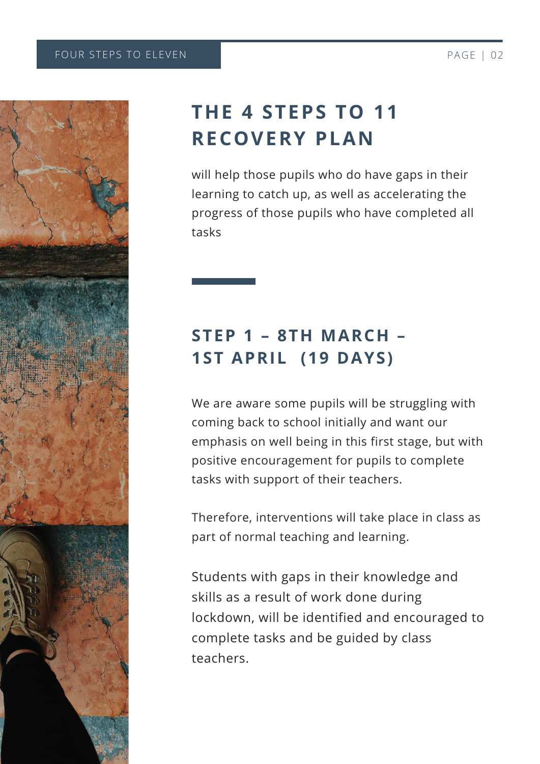# THE 4 STEPS TO 11 RECOVERY PLAN

will help those pupils who do have gaps in their learning to catch up, as well as accelerating the progress of those pupils who have completed all tasks

## STEP 1 – 8TH MARCH – 1ST APRIL (19 DAYS)

We are aware some pupils will be struggling with coming back to school initially and want our emphasis on well being in this first stage, but with positive encouragement for pupils to complete tasks with support of their teachers.

Therefore, interventions will take place in class as part of normal teaching and learning.

Students with gaps in their knowledge and skills as a result of work done during lockdown, will be identified and encouraged to complete tasks and be guided by class teachers.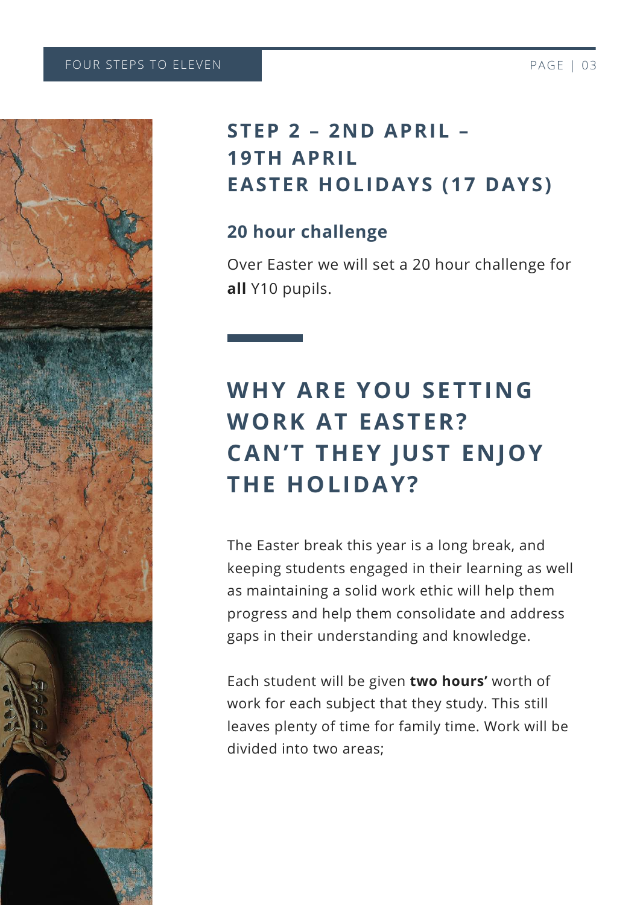## STEP 2 – 2ND APRIL – 19TH APRIL EASTER HOLIDAYS (17 DAYS)

### 20 hour challenge

Over Easter we will set a 20 hour challenge for **all** Y10 pupils.

## WHY ARE YOU SETTING WORK AT EASTER? CAN'T THEY JUST ENJOY THE HOLIDAY?

The Easter break this year is a long break, and keeping students engaged in their learning as well as maintaining a solid work ethic will help them progress and help them consolidate and address gaps in their understanding and knowledge.

Each student will be given **two hours'** worth of work for each subject that they study. This still leaves plenty of time for family time. Work will be divided into two areas;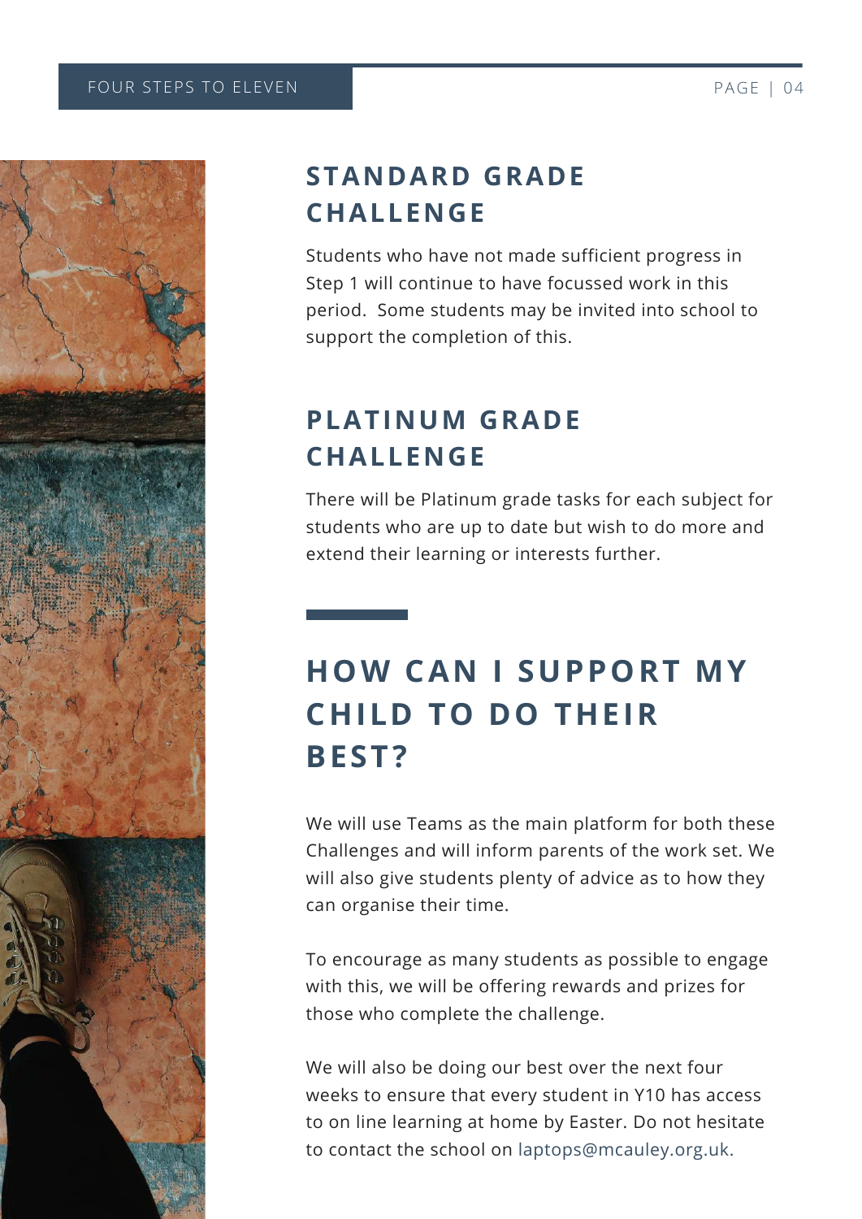## STANDARD GRADE CHALLENGE

Students who have not made sufficient progress in Step 1 will continue to have focussed work in this period.  Some students may be invited into school to support the completion of this.

## PLATINUM GRADE CHALLENGE

There will be Platinum grade tasks for each subject for students who are up to date but wish to do more and extend their learning or interests further.

# HOW CAN I SUPPORT MY CHILD TO DO THEIR BEST?

We will use Teams as the main platform for both these Challenges and will inform parents of the work set. We will also give students plenty of advice as to how they can organise their time.

To encourage as many students as possible to engage with this, we will be offering rewards and prizes for those who complete the challenge.

We will also be doing our best over the next four weeks to ensure that every student in Y10 has access to on line learning at home by Easter. Do not hesitate to contact the school on laptops@mcauley.org.uk.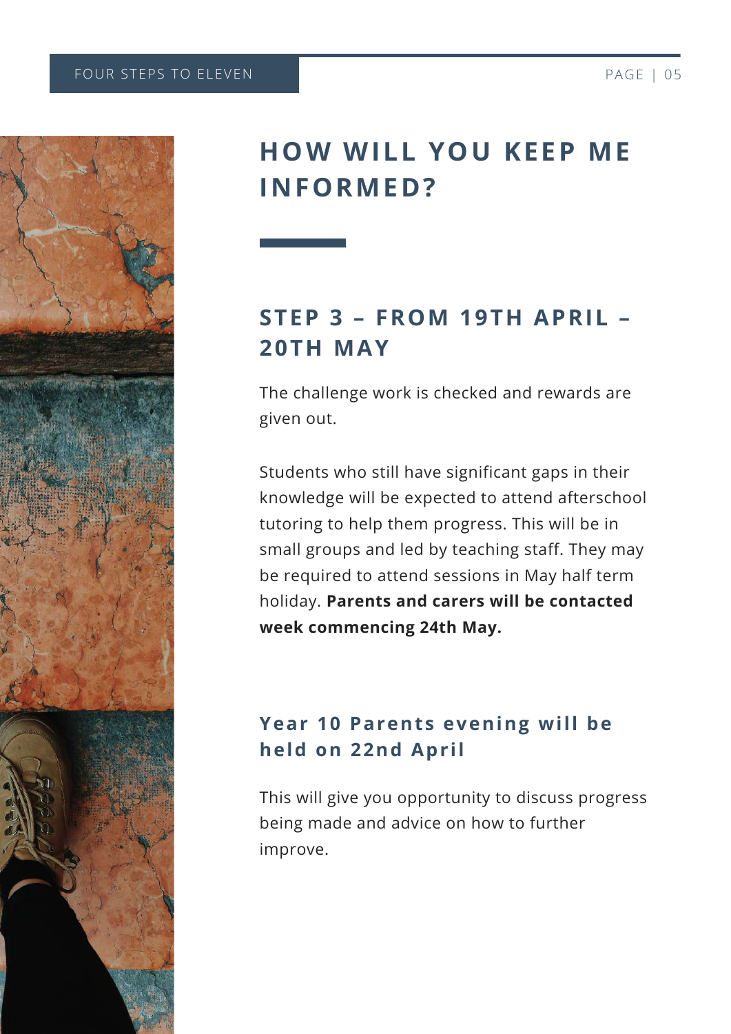# HOW WILL YOU KEEP ME INFORMED?

## STEP 3 – FROM 19TH APRIL – 20TH MAY

The challenge work is checked and rewards are given out.

Students who still have significant gaps in their knowledge will be expected to attend afterschool tutoring to help them progress. This will be in small groups and led by teaching staff. They may be required to attend sessions in May half term holiday. **Parents and carers will be contacted week commencing 24th May.**

### Year 10 Parents evening will be held on 22nd April

This will give you opportunity to discuss progress being made and advice on how to further improve.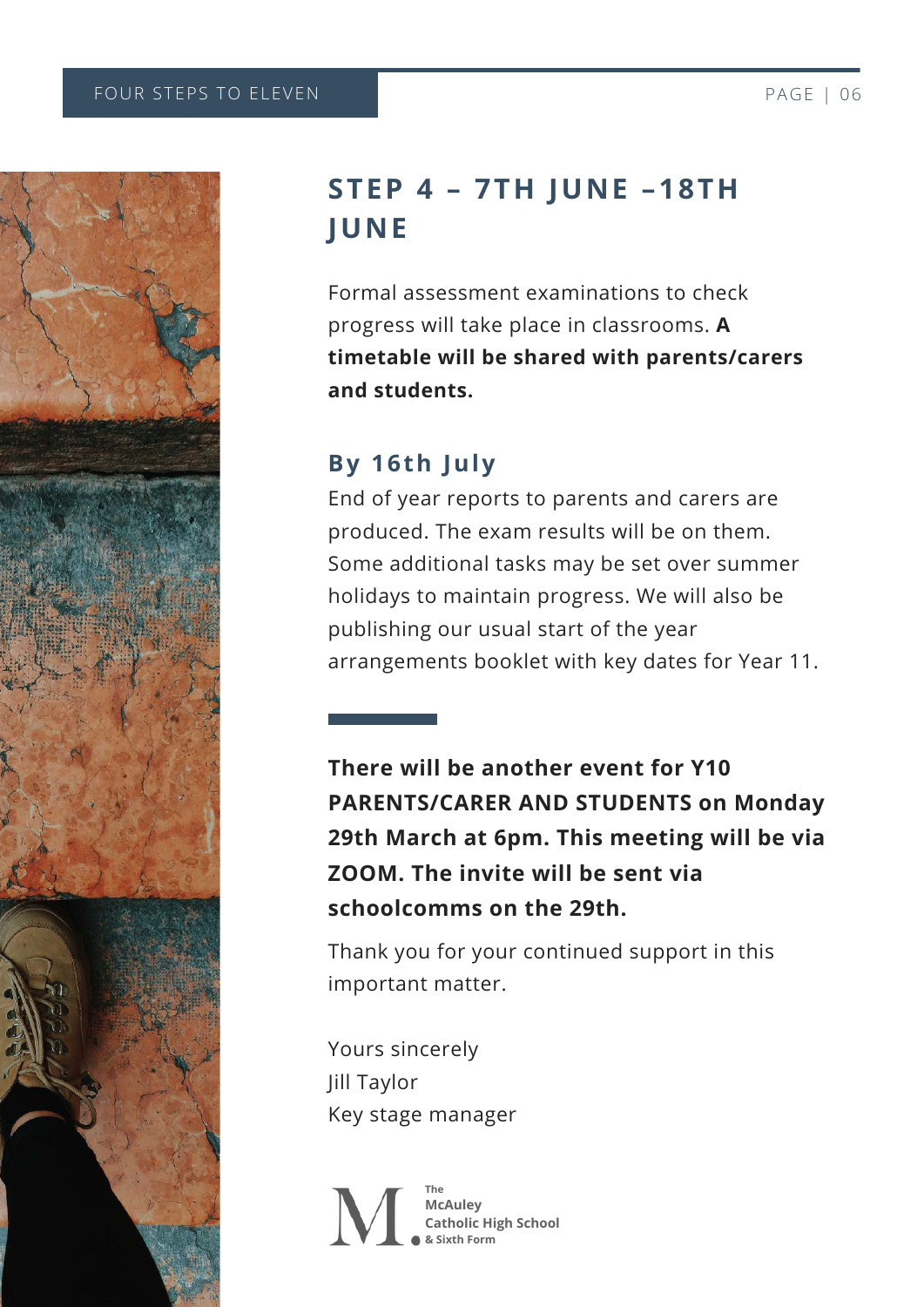## STEP 4 – 7TH JUNE –18TH JUNE

Formal assessment examinations to check progress will take place in classrooms. **A timetable will be shared with parents/carers and students.**

### By 16th July

End of year reports to parents and carers are produced. The exam results will be on them. Some additional tasks may be set over summer holidays to maintain progress. We will also be publishing our usual start of the year arrangements booklet with key dates for Year 11.

**There will be another event for Y10 PARENTS/CARER AND STUDENTS on Monday 29th March at 6pm. This meeting will be via ZOOM. The invite will be sent via schoolcomms on the 29th.**

Thank you for your continued support in this important matter.

Yours sincerely
Jill Taylor
Key stage manager

The McAuley Catholic High School & Sixth Form